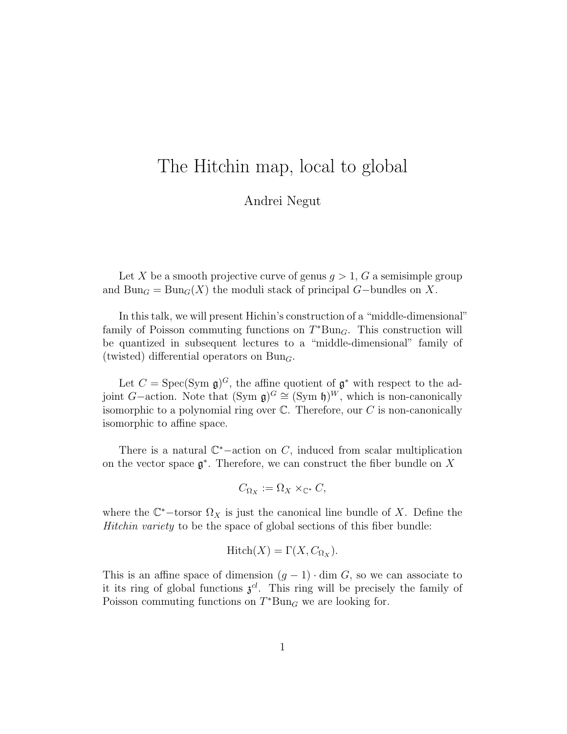# The Hitchin map, local to global

Andrei Negut

Let $X$ be a smooth projective curve of genus $g > 1$, $G$ a semisimple group and $\text{Bun}_G = \text{Bun}_G(X)$ the moduli stack of principal $G-$bundles on $X$.

In this talk, we will present Hichin's construction of a "middle-dimensional" family of Poisson commuting functions on $T^*\text{Bun}_G$. This construction will be quantized in subsequent lectures to a "middle-dimensional" family of (twisted) differential operators on $\text{Bun}_G$.

Let $C = \text{Spec}(\text{Sym } \mathfrak{g})^G$, the affine quotient of $\mathfrak{g}^*$ with respect to the adjoint $G-$action. Note that $(\text{Sym } \mathfrak{g})^G \cong (\text{Sym } \mathfrak{h})^W$, which is non-canonically isomorphic to a polynomial ring over $\mathbb{C}$. Therefore, our $C$ is non-canonically isomorphic to affine space.

There is a natural $\mathbb{C}^*-$action on $C$, induced from scalar multiplication on the vector space $\mathfrak{g}^*$. Therefore, we can construct the fiber bundle on $X$

$$C_{\Omega_X} := \Omega_X \times_{\mathbb{C}^*} C,$$

where the $\mathbb{C}^*-$torsor $\Omega_X$ is just the canonical line bundle of $X$. Define the *Hitchin variety* to be the space of global sections of this fiber bundle:

$$\text{Hitch}(X) = \Gamma(X, C_{\Omega_X}).$$

This is an affine space of dimension $(g-1) \cdot \dim G$, so we can associate to it its ring of global functions $\mathfrak{z}^{cl}$. This ring will be precisely the family of Poisson commuting functions on $T^*\text{Bun}_G$ we are looking for.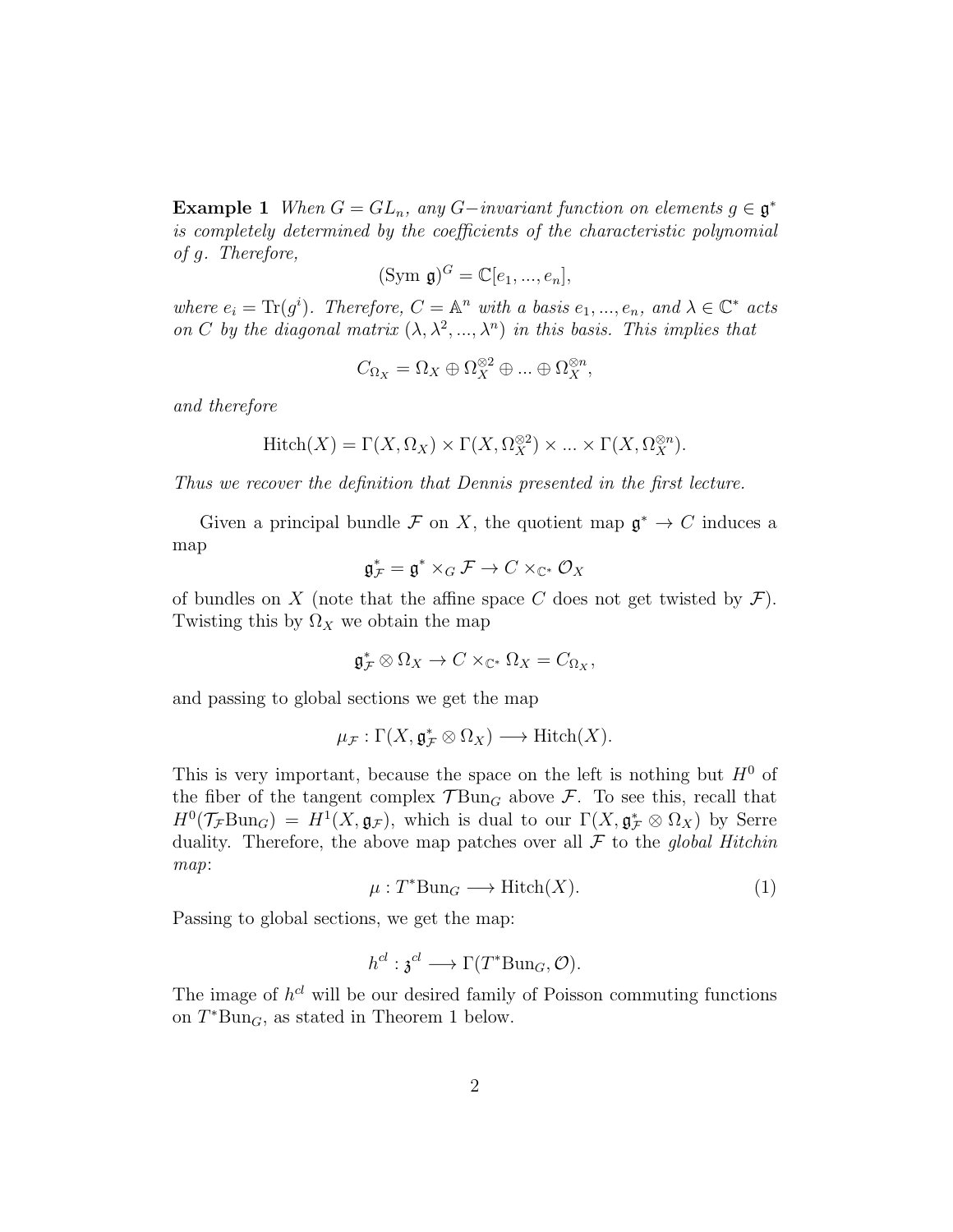**Example 1** *When $G = GL_n$, any $G-$invariant function on elements $g \in \mathfrak{g}^*$ is completely determined by the coefficients of the characteristic polynomial of $g$. Therefore,*

$$(\mathrm{Sym}\ \mathfrak{g})^G = \mathbb{C}[e_1, ..., e_n],$$

*where $e_i = \mathrm{Tr}(g^i)$. Therefore, $C = \mathbb{A}^n$ with a basis $e_1, ..., e_n$, and $\lambda \in \mathbb{C}^*$ acts on $C$ by the diagonal matrix $(\lambda, \lambda^2, ..., \lambda^n)$ in this basis. This implies that*

$$C_{\Omega_X} = \Omega_X \oplus \Omega_X^{\otimes 2} \oplus ... \oplus \Omega_X^{\otimes n},$$

*and therefore*

$$\mathrm{Hitch}(X) = \Gamma(X, \Omega_X) \times \Gamma(X, \Omega_X^{\otimes 2}) \times ... \times \Gamma(X, \Omega_X^{\otimes n}).$$

*Thus we recover the definition that Dennis presented in the first lecture.*

Given a principal bundle $\mathcal{F}$ on $X$, the quotient map $\mathfrak{g}^* \to C$ induces a map

$$\mathfrak{g}^*_{\mathcal{F}} = \mathfrak{g}^* \times_G \mathcal{F} \to C \times_{\mathbb{C}^*} \mathcal{O}_X$$

of bundles on $X$ (note that the affine space $C$ does not get twisted by $\mathcal{F}$). Twisting this by $\Omega_X$ we obtain the map

$$\mathfrak{g}^*_{\mathcal{F}} \otimes \Omega_X \to C \times_{\mathbb{C}^*} \Omega_X = C_{\Omega_X},$$

and passing to global sections we get the map

$$\mu_{\mathcal{F}} : \Gamma(X, \mathfrak{g}^*_{\mathcal{F}} \otimes \Omega_X) \longrightarrow \mathrm{Hitch}(X).$$

This is very important, because the space on the left is nothing but $H^0$ of the fiber of the tangent complex $\mathcal{T}\mathrm{Bun}_G$ above $\mathcal{F}$. To see this, recall that $H^0(\mathcal{T}_{\mathcal{F}}\mathrm{Bun}_G) = H^1(X, \mathfrak{g}_{\mathcal{F}})$, which is dual to our $\Gamma(X, \mathfrak{g}^*_{\mathcal{F}} \otimes \Omega_X)$ by Serre duality. Therefore, the above map patches over all $\mathcal{F}$ to the *global Hitchin map*:

$$\mu : T^*\mathrm{Bun}_G \longrightarrow \mathrm{Hitch}(X). \tag{1}$$

Passing to global sections, we get the map:

$$h^{cl} : \mathfrak{z}^{cl} \longrightarrow \Gamma(T^*\mathrm{Bun}_G, \mathcal{O}).$$

The image of $h^{cl}$ will be our desired family of Poisson commuting functions on $T^*\mathrm{Bun}_G$, as stated in Theorem 1 below.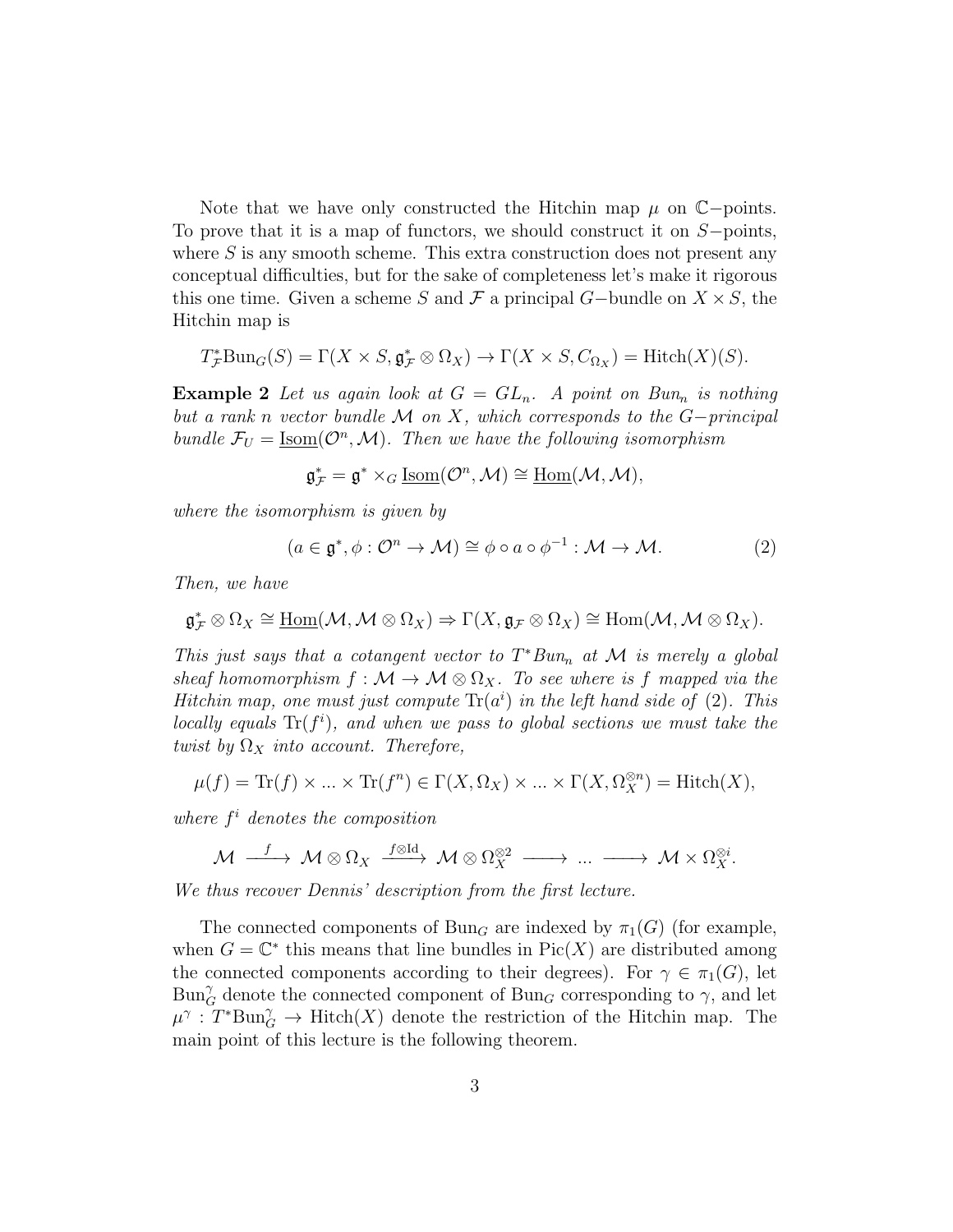Note that we have only constructed the Hitchin map $\mu$ on $\mathbb{C}-$points. To prove that it is a map of functors, we should construct it on $S-$points, where $S$ is any smooth scheme. This extra construction does not present any conceptual difficulties, but for the sake of completeness let's make it rigorous this one time. Given a scheme $S$ and $\mathcal{F}$ a principal $G-$bundle on $X \times S$, the Hitchin map is

$$T^*_{\mathcal{F}}\mathrm{Bun}_G(S) = \Gamma(X \times S, \mathfrak{g}^*_{\mathcal{F}} \otimes \Omega_X) \to \Gamma(X \times S, C_{\Omega_X}) = \mathrm{Hitch}(X)(S).$$

**Example 2** *Let us again look at $G = GL_n$. A point on $Bun_n$ is nothing but a rank $n$ vector bundle $\mathcal{M}$ on $X$, which corresponds to the $G-$principal bundle $\mathcal{F}_U = \underline{\mathrm{Isom}}(\mathcal{O}^n, \mathcal{M})$. Then we have the following isomorphism*

$$\mathfrak{g}^*_{\mathcal{F}} = \mathfrak{g}^* \times_G \underline{\mathrm{Isom}}(\mathcal{O}^n, \mathcal{M}) \cong \underline{\mathrm{Hom}}(\mathcal{M}, \mathcal{M}),$$

*where the isomorphism is given by*

$$(a \in \mathfrak{g}^*, \phi : \mathcal{O}^n \to \mathcal{M}) \cong \phi \circ a \circ \phi^{-1} : \mathcal{M} \to \mathcal{M}. \tag{2}$$

*Then, we have*

$$\mathfrak{g}^*_{\mathcal{F}} \otimes \Omega_X \cong \underline{\mathrm{Hom}}(\mathcal{M}, \mathcal{M} \otimes \Omega_X) \Rightarrow \Gamma(X, \mathfrak{g}_{\mathcal{F}} \otimes \Omega_X) \cong \mathrm{Hom}(\mathcal{M}, \mathcal{M} \otimes \Omega_X).$$

*This just says that a cotangent vector to $T^*Bun_n$ at $\mathcal{M}$ is merely a global sheaf homomorphism $f : \mathcal{M} \to \mathcal{M} \otimes \Omega_X$. To see where is $f$ mapped via the Hitchin map, one must just compute $\mathrm{Tr}(a^i)$ in the left hand side of (2). This locally equals $\mathrm{Tr}(f^i)$, and when we pass to global sections we must take the twist by $\Omega_X$ into account. Therefore,*

$$\mu(f) = \mathrm{Tr}(f) \times ... \times \mathrm{Tr}(f^n) \in \Gamma(X, \Omega_X) \times ... \times \Gamma(X, \Omega_X^{\otimes n}) = \mathrm{Hitch}(X),$$

*where $f^i$ denotes the composition*

$$\mathcal{M} \xrightarrow{\ f\ } \mathcal{M} \otimes \Omega_X \xrightarrow{f \otimes \mathrm{Id}} \mathcal{M} \otimes \Omega_X^{\otimes 2} \longrightarrow ... \longrightarrow \mathcal{M} \times \Omega_X^{\otimes i}.$$

*We thus recover Dennis' description from the first lecture.*

The connected components of $\mathrm{Bun}_G$ are indexed by $\pi_1(G)$ (for example, when $G = \mathbb{C}^*$ this means that line bundles in $\mathrm{Pic}(X)$ are distributed among the connected components according to their degrees). For $\gamma \in \pi_1(G)$, let $\mathrm{Bun}_G^\gamma$ denote the connected component of $\mathrm{Bun}_G$ corresponding to $\gamma$, and let $\mu^\gamma : T^*\mathrm{Bun}_G^\gamma \to \mathrm{Hitch}(X)$ denote the restriction of the Hitchin map. The main point of this lecture is the following theorem.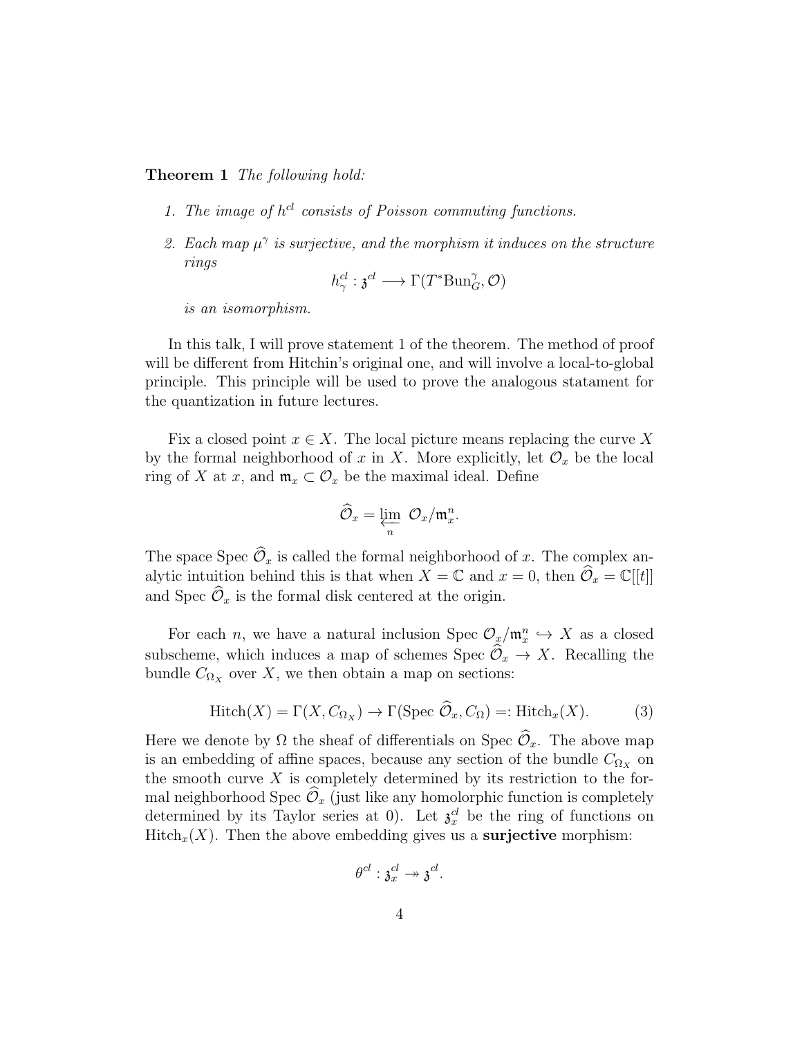**Theorem 1** *The following hold:*

1. *The image of $h^{cl}$ consists of Poisson commuting functions.*
2. *Each map $\mu^\gamma$ is surjective, and the morphism it induces on the structure rings*

$$h^{cl}_\gamma : \mathfrak{z}^{cl} \longrightarrow \Gamma(T^*\mathrm{Bun}^\gamma_G, \mathcal{O})$$

   *is an isomorphism.*

In this talk, I will prove statement 1 of the theorem. The method of proof will be different from Hitchin's original one, and will involve a local-to-global principle. This principle will be used to prove the analogous statament for the quantization in future lectures.

Fix a closed point $x \in X$. The local picture means replacing the curve $X$ by the formal neighborhood of $x$ in $X$. More explicitly, let $\mathcal{O}_x$ be the local ring of $X$ at $x$, and $\mathfrak{m}_x \subset \mathcal{O}_x$ be the maximal ideal. Define

$$\widehat{\mathcal{O}}_x = \varprojlim_n \mathcal{O}_x/\mathfrak{m}_x^n.$$

The space Spec $\widehat{\mathcal{O}}_x$ is called the formal neighborhood of $x$. The complex analytic intuition behind this is that when $X = \mathbb{C}$ and $x = 0$, then $\widehat{\mathcal{O}}_x = \mathbb{C}[[t]]$ and Spec $\widehat{\mathcal{O}}_x$ is the formal disk centered at the origin.

For each $n$, we have a natural inclusion Spec $\mathcal{O}_x/\mathfrak{m}_x^n \hookrightarrow X$ as a closed subscheme, which induces a map of schemes Spec $\widehat{\mathcal{O}}_x \to X$. Recalling the bundle $C_{\Omega_X}$ over $X$, we then obtain a map on sections:

$$\mathrm{Hitch}(X) = \Gamma(X, C_{\Omega_X}) \to \Gamma(\mathrm{Spec}\ \widehat{\mathcal{O}}_x, C_\Omega) =: \mathrm{Hitch}_x(X). \tag{3}$$

Here we denote by $\Omega$ the sheaf of differentials on Spec $\widehat{\mathcal{O}}_x$. The above map is an embedding of affine spaces, because any section of the bundle $C_{\Omega_X}$ on the smooth curve $X$ is completely determined by its restriction to the formal neighborhood Spec $\widehat{\mathcal{O}}_x$ (just like any homolorphic function is completely determined by its Taylor series at 0). Let $\mathfrak{z}^{cl}_x$ be the ring of functions on $\mathrm{Hitch}_x(X)$. Then the above embedding gives us a **surjective** morphism:

$$\theta^{cl} : \mathfrak{z}^{cl}_x \twoheadrightarrow \mathfrak{z}^{cl}.$$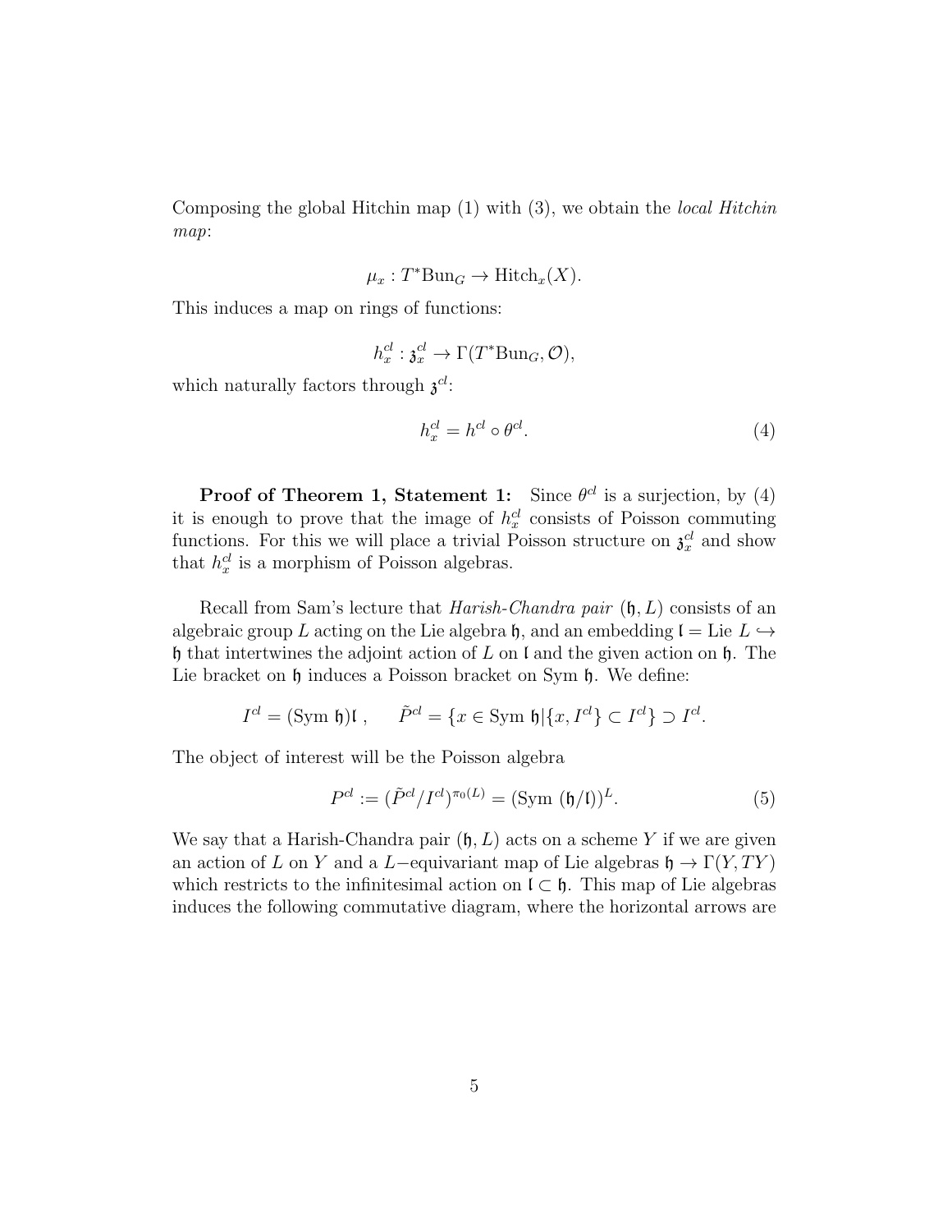Composing the global Hitchin map (1) with (3), we obtain the *local Hitchin map*:

$$\mu_x : T^*\text{Bun}_G \to \text{Hitch}_x(X).$$

This induces a map on rings of functions:

$$h_x^{cl} : \mathfrak{z}_x^{cl} \to \Gamma(T^*\text{Bun}_G, \mathcal{O}),$$

which naturally factors through $\mathfrak{z}^{cl}$:

$$h_x^{cl} = h^{cl} \circ \theta^{cl}. \tag{4}$$

**Proof of Theorem 1, Statement 1:** Since $\theta^{cl}$ is a surjection, by (4) it is enough to prove that the image of $h_x^{cl}$ consists of Poisson commuting functions. For this we will place a trivial Poisson structure on $\mathfrak{z}_x^{cl}$ and show that $h_x^{cl}$ is a morphism of Poisson algebras.

Recall from Sam's lecture that *Harish-Chandra pair* $(\mathfrak{h}, L)$ consists of an algebraic group $L$ acting on the Lie algebra $\mathfrak{h}$, and an embedding $\mathfrak{l} = \text{Lie } L \hookrightarrow \mathfrak{h}$ that intertwines the adjoint action of $L$ on $\mathfrak{l}$ and the given action on $\mathfrak{h}$. The Lie bracket on $\mathfrak{h}$ induces a Poisson bracket on Sym $\mathfrak{h}$. We define:

$$I^{cl} = (\text{Sym } \mathfrak{h})\mathfrak{l}\ , \qquad \tilde{P}^{cl} = \{x \in \text{Sym } \mathfrak{h} | \{x, I^{cl}\} \subset I^{cl}\} \supset I^{cl}.$$

The object of interest will be the Poisson algebra

$$P^{cl} := (\tilde{P}^{cl}/I^{cl})^{\pi_0(L)} = (\text{Sym } (\mathfrak{h}/\mathfrak{l}))^L. \tag{5}$$

We say that a Harish-Chandra pair $(\mathfrak{h}, L)$ acts on a scheme $Y$ if we are given an action of $L$ on $Y$ and a $L-$equivariant map of Lie algebras $\mathfrak{h} \to \Gamma(Y, TY)$ which restricts to the infinitesimal action on $\mathfrak{l} \subset \mathfrak{h}$. This map of Lie algebras induces the following commutative diagram, where the horizontal arrows are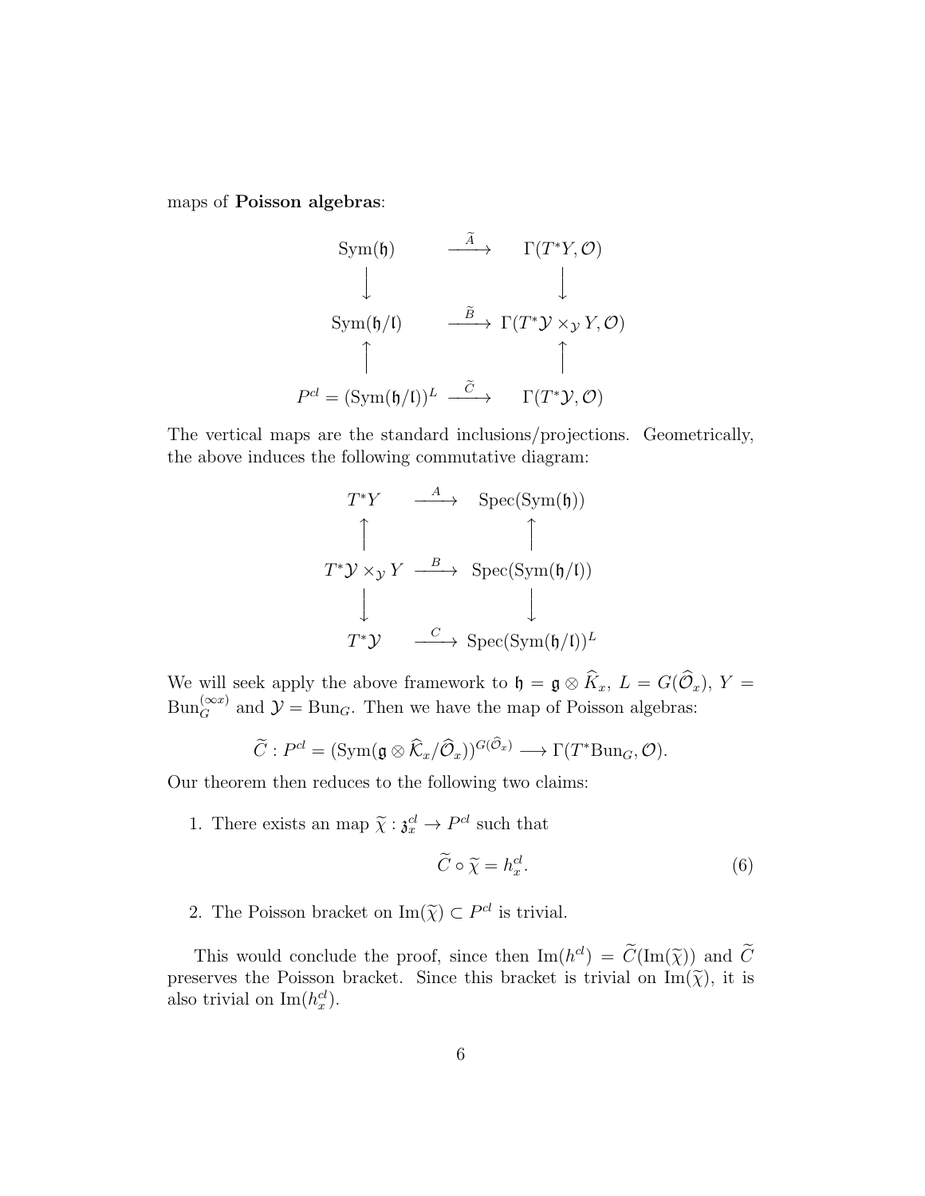maps of **Poisson algebras**:

$$\begin{array}{ccc}
\mathrm{Sym}(\mathfrak{h}) & \xrightarrow{\widetilde{A}} & \Gamma(T^*Y, \mathcal{O}) \\
\downarrow & & \downarrow \\
\mathrm{Sym}(\mathfrak{h}/\mathfrak{l}) & \xrightarrow{\widetilde{B}} & \Gamma(T^*\mathcal{Y} \times_{\mathcal{Y}} Y, \mathcal{O}) \\
\uparrow & & \uparrow \\
P^{cl} = (\mathrm{Sym}(\mathfrak{h}/\mathfrak{l}))^L & \xrightarrow{\widetilde{C}} & \Gamma(T^*\mathcal{Y}, \mathcal{O})
\end{array}$$

The vertical maps are the standard inclusions/projections. Geometrically, the above induces the following commutative diagram:

$$\begin{array}{ccc}
T^*Y & \xrightarrow{A} & \mathrm{Spec}(\mathrm{Sym}(\mathfrak{h})) \\
\uparrow & & \uparrow \\
T^*\mathcal{Y} \times_{\mathcal{Y}} Y & \xrightarrow{B} & \mathrm{Spec}(\mathrm{Sym}(\mathfrak{h}/\mathfrak{l})) \\
\downarrow & & \downarrow \\
T^*\mathcal{Y} & \xrightarrow{C} & \mathrm{Spec}(\mathrm{Sym}(\mathfrak{h}/\mathfrak{l}))^L
\end{array}$$

We will seek apply the above framework to $\mathfrak{h} = \mathfrak{g} \otimes \widehat{K}_x$, $L = G(\widehat{\mathcal{O}}_x)$, $Y = \mathrm{Bun}_G^{(\infty x)}$ and $\mathcal{Y} = \mathrm{Bun}_G$. Then we have the map of Poisson algebras:

$$\widetilde{C} : P^{cl} = (\mathrm{Sym}(\mathfrak{g} \otimes \widehat{\mathcal{K}}_x / \widehat{\mathcal{O}}_x))^{G(\widehat{\mathcal{O}}_x)} \longrightarrow \Gamma(T^*\mathrm{Bun}_G, \mathcal{O}).$$

Our theorem then reduces to the following two claims:

1. There exists an map $\widetilde{\chi} : \mathfrak{z}_x^{cl} \to P^{cl}$ such that
$$\widetilde{C} \circ \widetilde{\chi} = h_x^{cl}. \tag{6}$$

2. The Poisson bracket on $\mathrm{Im}(\widetilde{\chi}) \subset P^{cl}$ is trivial.

This would conclude the proof, since then $\mathrm{Im}(h^{cl}) = \widetilde{C}(\mathrm{Im}(\widetilde{\chi}))$ and $\widetilde{C}$ preserves the Poisson bracket. Since this bracket is trivial on $\mathrm{Im}(\widetilde{\chi})$, it is also trivial on $\mathrm{Im}(h_x^{cl})$.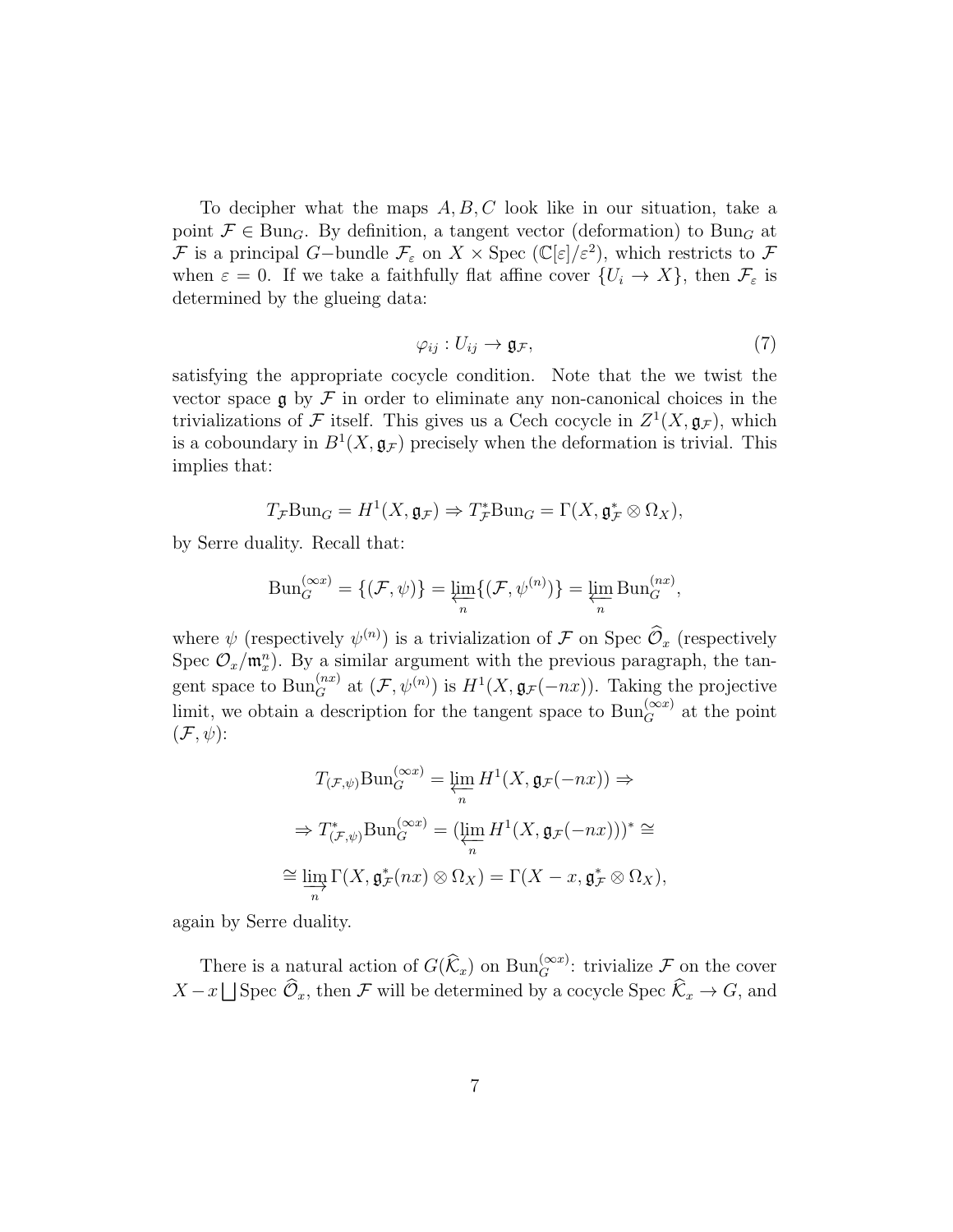To decipher what the maps $A, B, C$ look like in our situation, take a point $\mathcal{F} \in \mathrm{Bun}_G$. By definition, a tangent vector (deformation) to $\mathrm{Bun}_G$ at $\mathcal{F}$ is a principal $G-$bundle $\mathcal{F}_\varepsilon$ on $X \times \mathrm{Spec}\ (\mathbb{C}[\varepsilon]/\varepsilon^2)$, which restricts to $\mathcal{F}$ when $\varepsilon = 0$. If we take a faithfully flat affine cover $\{U_i \to X\}$, then $\mathcal{F}_\varepsilon$ is determined by the glueing data:

$$\varphi_{ij} : U_{ij} \to \mathfrak{g}_{\mathcal{F}}, \tag{7}$$

satisfying the appropriate cocycle condition. Note that the we twist the vector space $\mathfrak{g}$ by $\mathcal{F}$ in order to eliminate any non-canonical choices in the trivializations of $\mathcal{F}$ itself. This gives us a Cech cocycle in $Z^1(X, \mathfrak{g}_{\mathcal{F}})$, which is a coboundary in $B^1(X, \mathfrak{g}_{\mathcal{F}})$ precisely when the deformation is trivial. This implies that:

$$T_{\mathcal{F}}\mathrm{Bun}_G = H^1(X, \mathfrak{g}_{\mathcal{F}}) \Rightarrow T^*_{\mathcal{F}}\mathrm{Bun}_G = \Gamma(X, \mathfrak{g}^*_{\mathcal{F}} \otimes \Omega_X),$$

by Serre duality. Recall that:

$$\mathrm{Bun}_G^{(\infty x)} = \{(\mathcal{F}, \psi)\} = \varprojlim_n \{(\mathcal{F}, \psi^{(n)})\} = \varprojlim_n \mathrm{Bun}_G^{(nx)},$$

where $\psi$ (respectively $\psi^{(n)}$) is a trivialization of $\mathcal{F}$ on $\mathrm{Spec}\ \widehat{\mathcal{O}}_x$ (respectively $\mathrm{Spec}\ \mathcal{O}_x/\mathfrak{m}_x^n$). By a similar argument with the previous paragraph, the tangent space to $\mathrm{Bun}_G^{(nx)}$ at $(\mathcal{F}, \psi^{(n)})$ is $H^1(X, \mathfrak{g}_{\mathcal{F}}(-nx))$. Taking the projective limit, we obtain a description for the tangent space to $\mathrm{Bun}_G^{(\infty x)}$ at the point $(\mathcal{F}, \psi)$:

$$T_{(\mathcal{F},\psi)}\mathrm{Bun}_G^{(\infty x)} = \varprojlim_n H^1(X, \mathfrak{g}_{\mathcal{F}}(-nx)) \Rightarrow$$

$$\Rightarrow T^*_{(\mathcal{F},\psi)}\mathrm{Bun}_G^{(\infty x)} = (\varprojlim_n H^1(X, \mathfrak{g}_{\mathcal{F}}(-nx)))^* \cong$$

$$\cong \varinjlim_n \Gamma(X, \mathfrak{g}^*_{\mathcal{F}}(nx) \otimes \Omega_X) = \Gamma(X - x, \mathfrak{g}^*_{\mathcal{F}} \otimes \Omega_X),$$

again by Serre duality.

There is a natural action of $G(\widehat{\mathcal{K}}_x)$ on $\mathrm{Bun}_G^{(\infty x)}$: trivialize $\mathcal{F}$ on the cover $X - x \bigsqcup \mathrm{Spec}\ \widehat{\mathcal{O}}_x$, then $\mathcal{F}$ will be determined by a cocycle $\mathrm{Spec}\ \widehat{\mathcal{K}}_x \to G$, and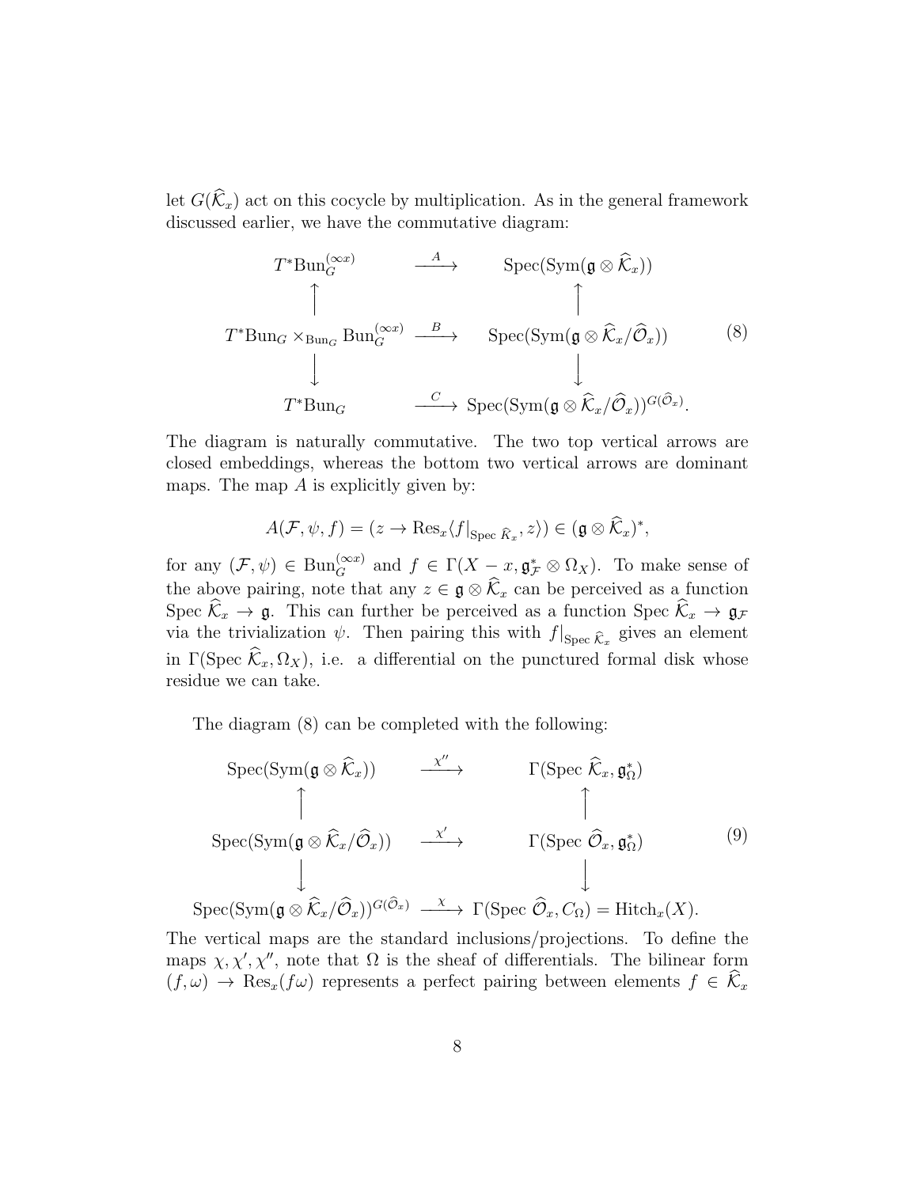let $G(\widehat{\mathcal{K}}_x)$ act on this cocycle by multiplication. As in the general framework discussed earlier, we have the commutative diagram:

$$
\begin{array}{ccc}
T^*\mathrm{Bun}_G^{(\infty x)} & \xrightarrow{A} & \mathrm{Spec}(\mathrm{Sym}(\mathfrak{g}\otimes\widehat{\mathcal{K}}_x)) \\
\uparrow & & \uparrow \\
T^*\mathrm{Bun}_G \times_{\mathrm{Bun}_G} \mathrm{Bun}_G^{(\infty x)} & \xrightarrow{B} & \mathrm{Spec}(\mathrm{Sym}(\mathfrak{g}\otimes\widehat{\mathcal{K}}_x/\widehat{\mathcal{O}}_x)) \\
\downarrow & & \downarrow \\
T^*\mathrm{Bun}_G & \xrightarrow{C} & \mathrm{Spec}(\mathrm{Sym}(\mathfrak{g}\otimes\widehat{\mathcal{K}}_x/\widehat{\mathcal{O}}_x))^{G(\widehat{\mathcal{O}}_x)}.
\end{array}
\tag{8}
$$

The diagram is naturally commutative. The two top vertical arrows are closed embeddings, whereas the bottom two vertical arrows are dominant maps. The map $A$ is explicitly given by:

$$A(\mathcal{F},\psi,f) = (z \to \mathrm{Res}_x\langle f|_{\mathrm{Spec}\ \widehat{K}_x}, z\rangle) \in (\mathfrak{g}\otimes\widehat{\mathcal{K}}_x)^*,$$

for any $(\mathcal{F},\psi) \in \mathrm{Bun}_G^{(\infty x)}$ and $f \in \Gamma(X - x, \mathfrak{g}^*_{\mathcal{F}} \otimes \Omega_X)$. To make sense of the above pairing, note that any $z \in \mathfrak{g}\otimes\widehat{\mathcal{K}}_x$ can be perceived as a function $\mathrm{Spec}\ \widehat{\mathcal{K}}_x \to \mathfrak{g}$. This can further be perceived as a function $\mathrm{Spec}\ \widehat{\mathcal{K}}_x \to \mathfrak{g}_{\mathcal{F}}$ via the trivialization $\psi$. Then pairing this with $f|_{\mathrm{Spec}\ \widehat{\mathcal{K}}_x}$ gives an element in $\Gamma(\mathrm{Spec}\ \widehat{\mathcal{K}}_x, \Omega_X)$, i.e. a differential on the punctured formal disk whose residue we can take.

The diagram (8) can be completed with the following:

$$
\begin{array}{ccc}
\mathrm{Spec}(\mathrm{Sym}(\mathfrak{g}\otimes\widehat{\mathcal{K}}_x)) & \xrightarrow{\chi''} & \Gamma(\mathrm{Spec}\ \widehat{\mathcal{K}}_x, \mathfrak{g}^*_\Omega) \\
\uparrow & & \uparrow \\
\mathrm{Spec}(\mathrm{Sym}(\mathfrak{g}\otimes\widehat{\mathcal{K}}_x/\widehat{\mathcal{O}}_x)) & \xrightarrow{\chi'} & \Gamma(\mathrm{Spec}\ \widehat{\mathcal{O}}_x, \mathfrak{g}^*_\Omega) \\
\downarrow & & \downarrow \\
\mathrm{Spec}(\mathrm{Sym}(\mathfrak{g}\otimes\widehat{\mathcal{K}}_x/\widehat{\mathcal{O}}_x))^{G(\widehat{\mathcal{O}}_x)} & \xrightarrow{\chi} & \Gamma(\mathrm{Spec}\ \widehat{\mathcal{O}}_x, C_\Omega) = \mathrm{Hitch}_x(X).
\end{array}
\tag{9}
$$

The vertical maps are the standard inclusions/projections. To define the maps $\chi, \chi', \chi''$, note that $\Omega$ is the sheaf of differentials. The bilinear form $(f,\omega) \to \mathrm{Res}_x(f\omega)$ represents a perfect pairing between elements $f \in \widehat{\mathcal{K}}_x$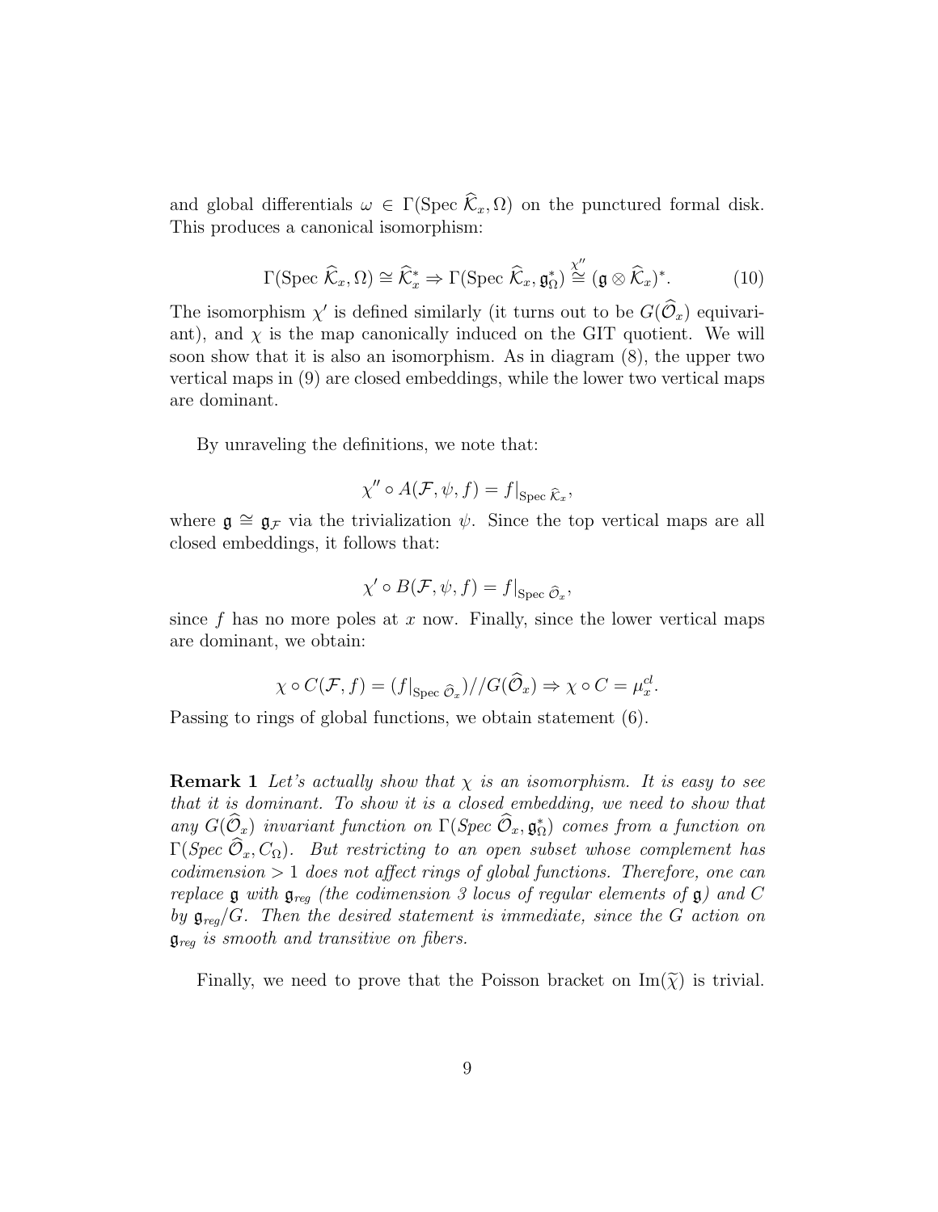and global differentials $\omega \in \Gamma(\text{Spec } \widehat{\mathcal{K}}_x, \Omega)$ on the punctured formal disk. This produces a canonical isomorphism:

$$\Gamma(\text{Spec } \widehat{\mathcal{K}}_x, \Omega) \cong \widehat{\mathcal{K}}_x^* \Rightarrow \Gamma(\text{Spec } \widehat{\mathcal{K}}_x, \mathfrak{g}_\Omega^*) \overset{\chi''}{\cong} (\mathfrak{g} \otimes \widehat{\mathcal{K}}_x)^*. \tag{10}$$

The isomorphism $\chi'$ is defined similarly (it turns out to be $G(\widehat{\mathcal{O}}_x)$ equivariant), and $\chi$ is the map canonically induced on the GIT quotient. We will soon show that it is also an isomorphism. As in diagram (8), the upper two vertical maps in (9) are closed embeddings, while the lower two vertical maps are dominant.

By unraveling the definitions, we note that:

$$\chi'' \circ A(\mathcal{F}, \psi, f) = f|_{\text{Spec } \widehat{\mathcal{K}}_x},$$

where $\mathfrak{g} \cong \mathfrak{g}_{\mathcal{F}}$ via the trivialization $\psi$. Since the top vertical maps are all closed embeddings, it follows that:

$$\chi' \circ B(\mathcal{F}, \psi, f) = f|_{\text{Spec } \widehat{\mathcal{O}}_x},$$

since $f$ has no more poles at $x$ now. Finally, since the lower vertical maps are dominant, we obtain:

$$\chi \circ C(\mathcal{F}, f) = (f|_{\text{Spec } \widehat{\mathcal{O}}_x})//G(\widehat{\mathcal{O}}_x) \Rightarrow \chi \circ C = \mu_x^{cl}.$$

Passing to rings of global functions, we obtain statement (6).

**Remark 1** *Let's actually show that $\chi$ is an isomorphism. It is easy to see that it is dominant. To show it is a closed embedding, we need to show that any $G(\widehat{\mathcal{O}}_x)$ invariant function on $\Gamma(\text{Spec } \widehat{\mathcal{O}}_x, \mathfrak{g}_\Omega^*)$ comes from a function on $\Gamma(\text{Spec } \widehat{\mathcal{O}}_x, C_\Omega)$. But restricting to an open subset whose complement has codimension $> 1$ does not affect rings of global functions. Therefore, one can replace $\mathfrak{g}$ with $\mathfrak{g}_{reg}$ (the codimension 3 locus of regular elements of $\mathfrak{g}$) and $C$ by $\mathfrak{g}_{reg}/G$. Then the desired statement is immediate, since the $G$ action on $\mathfrak{g}_{reg}$ is smooth and transitive on fibers.*

Finally, we need to prove that the Poisson bracket on $\text{Im}(\widetilde{\chi})$ is trivial.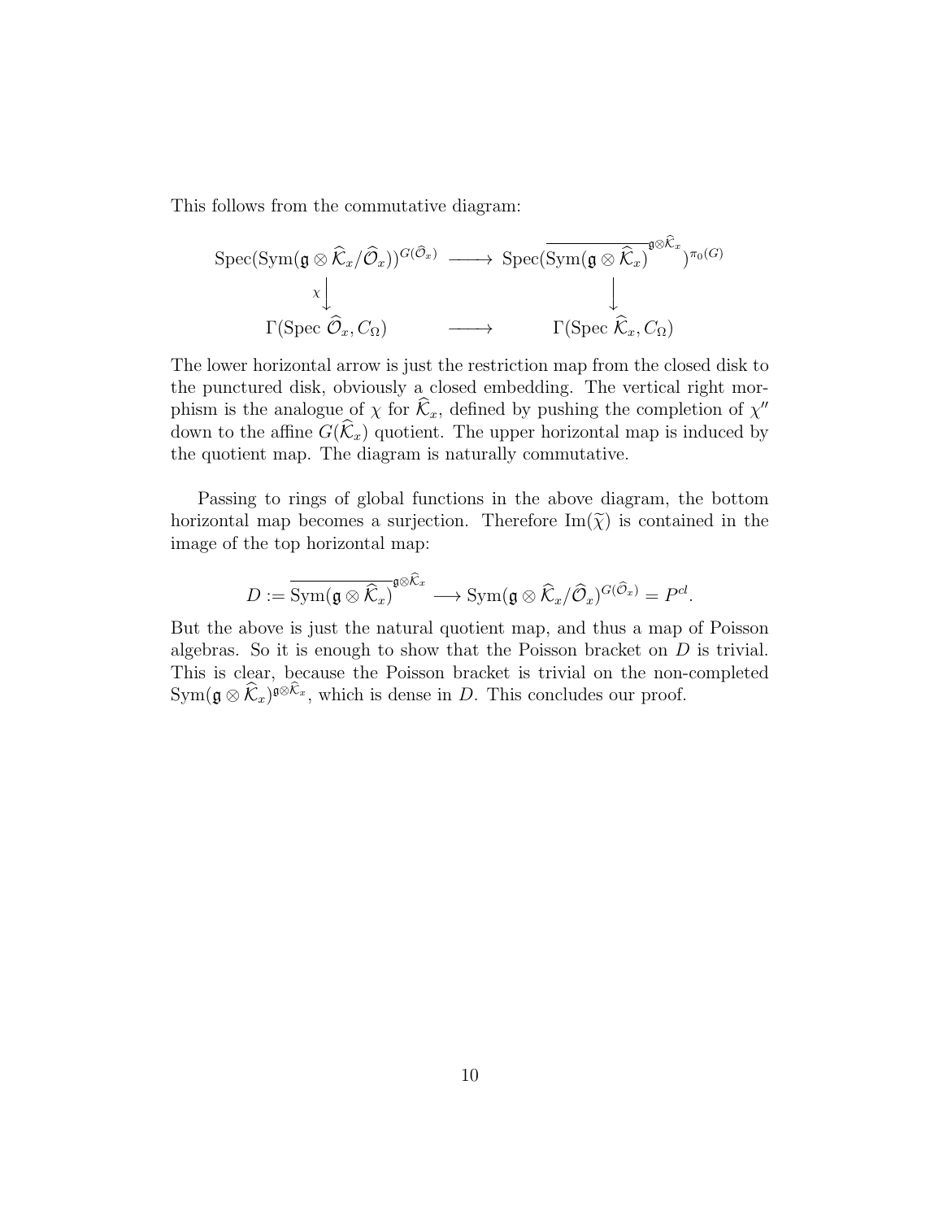This follows from the commutative diagram:

$$\begin{array}{ccc}
\mathrm{Spec}(\mathrm{Sym}(\mathfrak{g} \otimes \widehat{\mathcal{K}}_x/\widehat{\mathcal{O}}_x))^{G(\widehat{\mathcal{O}}_x)} & \longrightarrow & \mathrm{Spec}(\overline{\mathrm{Sym}(\mathfrak{g} \otimes \widehat{\mathcal{K}}_x)}^{\mathfrak{g}\otimes\widehat{\mathcal{K}}_x})^{\pi_0(G)} \\
\chi \big\downarrow & & \big\downarrow \\
\Gamma(\mathrm{Spec}\ \widehat{\mathcal{O}}_x, C_\Omega) & \longrightarrow & \Gamma(\mathrm{Spec}\ \widehat{\mathcal{K}}_x, C_\Omega)
\end{array}$$

The lower horizontal arrow is just the restriction map from the closed disk to the punctured disk, obviously a closed embedding. The vertical right morphism is the analogue of $\chi$ for $\widehat{\mathcal{K}}_x$, defined by pushing the completion of $\chi''$ down to the affine $G(\widehat{\mathcal{K}}_x)$ quotient. The upper horizontal map is induced by the quotient map. The diagram is naturally commutative.

Passing to rings of global functions in the above diagram, the bottom horizontal map becomes a surjection. Therefore $\mathrm{Im}(\widetilde{\chi})$ is contained in the image of the top horizontal map:

$$D := \overline{\mathrm{Sym}(\mathfrak{g} \otimes \widehat{\mathcal{K}}_x)}^{\mathfrak{g}\otimes\widehat{\mathcal{K}}_x} \longrightarrow \mathrm{Sym}(\mathfrak{g} \otimes \widehat{\mathcal{K}}_x/\widehat{\mathcal{O}}_x)^{G(\widehat{\mathcal{O}}_x)} = P^{cl}.$$

But the above is just the natural quotient map, and thus a map of Poisson algebras. So it is enough to show that the Poisson bracket on $D$ is trivial. This is clear, because the Poisson bracket is trivial on the non-completed $\mathrm{Sym}(\mathfrak{g} \otimes \widehat{\mathcal{K}}_x)^{\mathfrak{g}\otimes\widehat{\mathcal{K}}_x}$, which is dense in $D$. This concludes our proof.